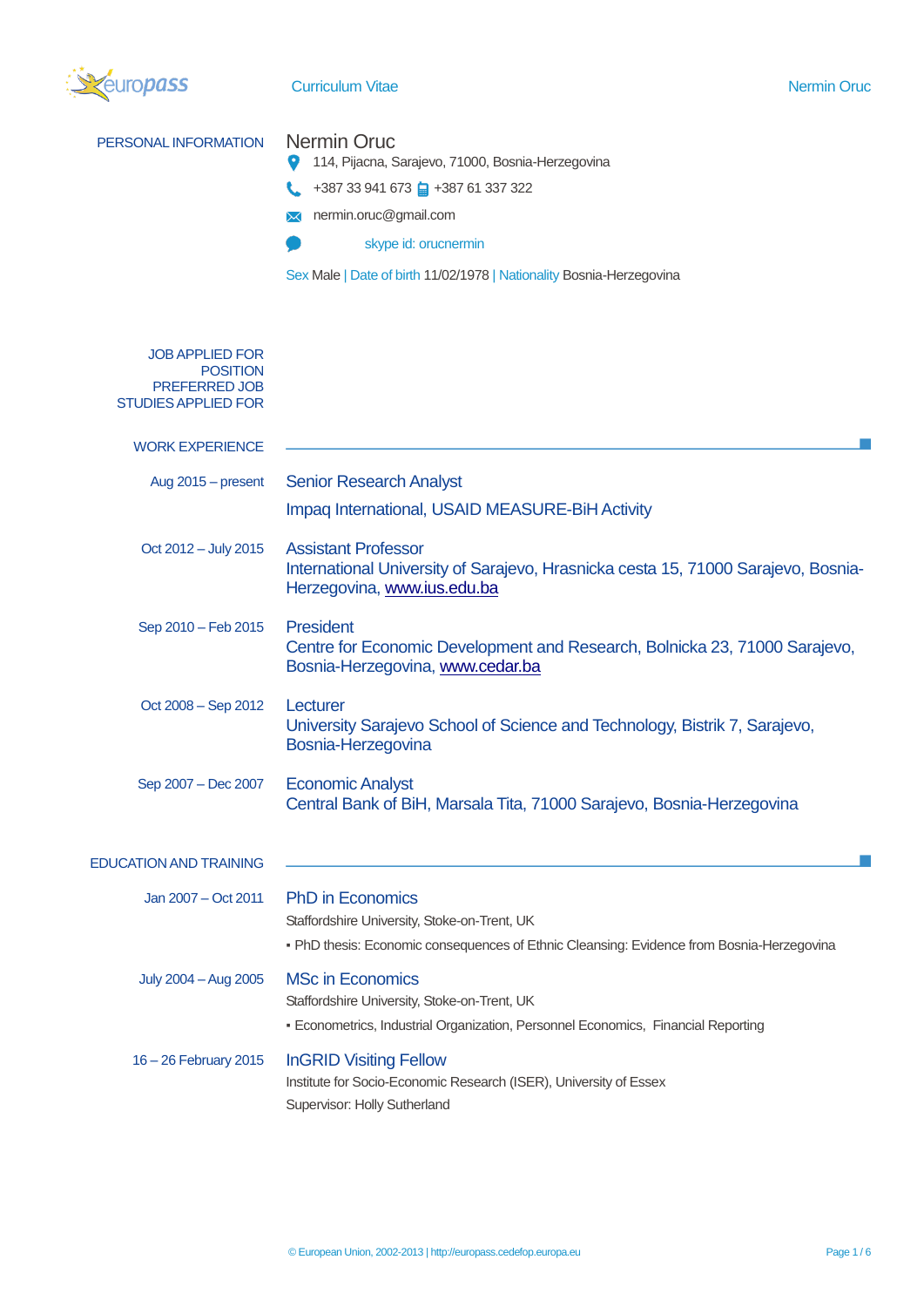Curriculum Vitae

## PERSONAL INFORMATION

**Nermin Oruc**

114, Pijacna, Sarajevo, 71000, Bosnia-Herzegovina

+387 33 941 673 +387 61 337 322

nermin.oruc@gmail.com

skype id: orucnermin

Sex Male | Date of birth 11/02/1978 | Nationality Bosnia-Herzegovina

JOB APPLIED FOR
POSITION
PREFERRED JOB
STUDIES APPLIED FOR

## WORK EXPERIENCE

**Aug 2015 – present**

### Senior Research Analyst

Impaq International, USAID MEASURE-BiH Activity

**Oct 2012 – July 2015**

### Assistant Professor

International University of Sarajevo, Hrasnicka cesta 15, 71000 Sarajevo, Bosnia-Herzegovina, www.ius.edu.ba

**Sep 2010 – Feb 2015**

### President

Centre for Economic Development and Research, Bolnicka 23, 71000 Sarajevo, Bosnia-Herzegovina, www.cedar.ba

**Oct 2008 – Sep 2012**

### Lecturer

University Sarajevo School of Science and Technology, Bistrik 7, Sarajevo, Bosnia-Herzegovina

**Sep 2007 – Dec 2007**

### Economic Analyst

Central Bank of BiH, Marsala Tita, 71000 Sarajevo, Bosnia-Herzegovina

## EDUCATION AND TRAINING

**Jan 2007 – Oct 2011**

### PhD in Economics

Staffordshire University, Stoke-on-Trent, UK

- PhD thesis: Economic consequences of Ethnic Cleansing: Evidence from Bosnia-Herzegovina

**July 2004 – Aug 2005**

### MSc in Economics

Staffordshire University, Stoke-on-Trent, UK

- Econometrics, Industrial Organization, Personnel Economics, Financial Reporting

**16 – 26 February 2015**

### InGRID Visiting Fellow

Institute for Socio-Economic Research (ISER), University of Essex

Supervisor: Holly Sutherland

© European Union, 2002-2013 | http://europass.cedefop.europa.eu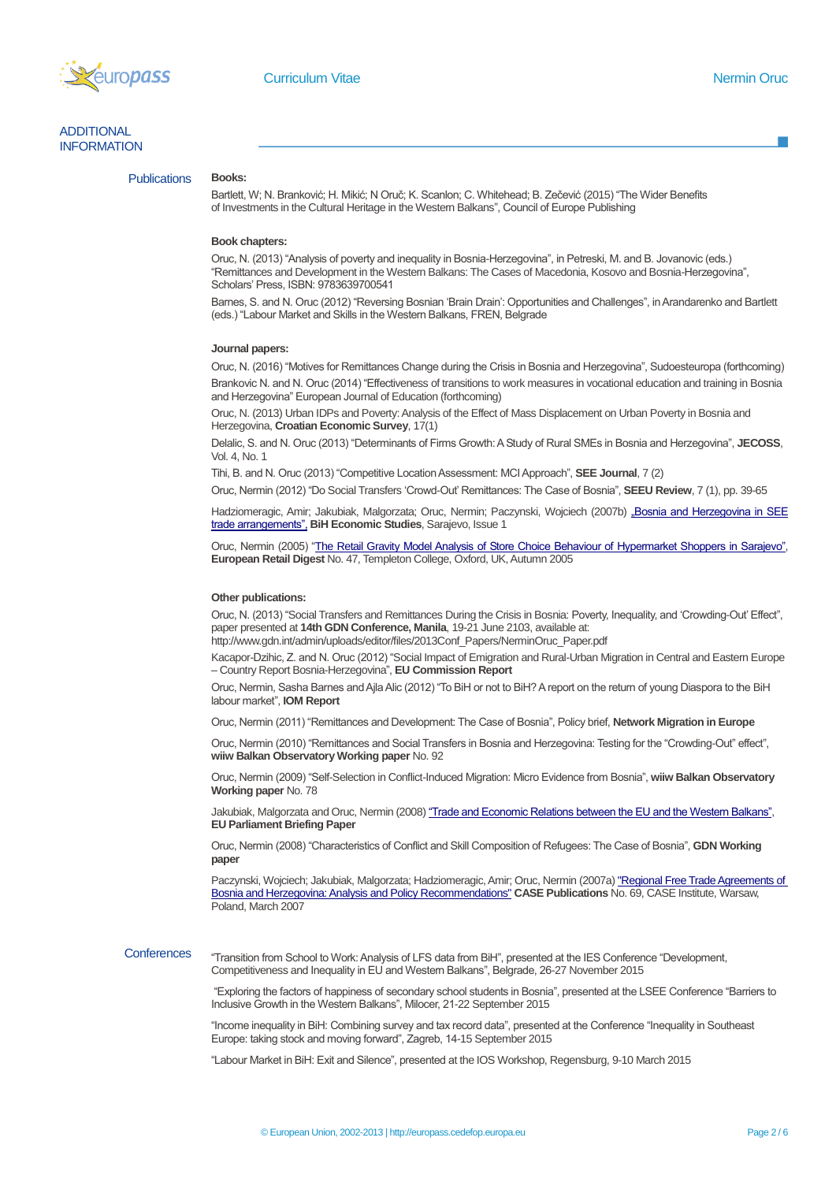## ADDITIONAL INFORMATION

### Publications

**Books:**

Bartlett, W; N. Branković; H. Mikić; N Oruč; K. Scanlon; C. Whitehead; B. Zečević (2015) "The Wider Benefits of Investments in the Cultural Heritage in the Western Balkans", Council of Europe Publishing

**Book chapters:**

Oruc, N. (2013) "Analysis of poverty and inequality in Bosnia-Herzegovina", in Petreski, M. and B. Jovanovic (eds.) "Remittances and Development in the Western Balkans: The Cases of Macedonia, Kosovo and Bosnia-Herzegovina", Scholars' Press, ISBN: 9783639700541

Barnes, S. and N. Oruc (2012) "Reversing Bosnian 'Brain Drain': Opportunities and Challenges", in Arandarenko and Bartlett (eds.) "Labour Market and Skills in the Western Balkans, FREN, Belgrade

**Journal papers:**

Oruc, N. (2016) "Motives for Remittances Change during the Crisis in Bosnia and Herzegovina", Sudoesteuropa (forthcoming)

Brankovic N. and N. Oruc (2014) "Effectiveness of transitions to work measures in vocational education and training in Bosnia and Herzegovina" European Journal of Education (forthcoming)

Oruc, N. (2013) Urban IDPs and Poverty: Analysis of the Effect of Mass Displacement on Urban Poverty in Bosnia and Herzegovina, **Croatian Economic Survey**, 17(1)

Delalic, S. and N. Oruc (2013) "Determinants of Firms Growth: A Study of Rural SMEs in Bosnia and Herzegovina", **JECOSS**, Vol. 4, No. 1

Tihi, B. and N. Oruc (2013) "Competitive Location Assessment: MCI Approach", **SEE Journal**, 7 (2)

Oruc, Nermin (2012) "Do Social Transfers 'Crowd-Out' Remittances: The Case of Bosnia", **SEEU Review**, 7 (1), pp. 39-65

Hadziomeragic, Amir; Jakubiak, Malgorzata; Oruc, Nermin; Paczynski, Wojciech (2007b) „Bosnia and Herzegovina in SEE trade arrangements", **BiH Economic Studies**, Sarajevo, Issue 1

Oruc, Nermin (2005) "The Retail Gravity Model Analysis of Store Choice Behaviour of Hypermarket Shoppers in Sarajevo", **European Retail Digest** No. 47, Templeton College, Oxford, UK, Autumn 2005

**Other publications:**

Oruc, N. (2013) "Social Transfers and Remittances During the Crisis in Bosnia: Poverty, Inequality, and 'Crowding-Out' Effect", paper presented at **14th GDN Conference, Manila**, 19-21 June 2103, available at: http://www.gdn.int/admin/uploads/editor/files/2013Conf_Papers/NerminOruc_Paper.pdf

Kacapor-Dzihic, Z. and N. Oruc (2012) "Social Impact of Emigration and Rural-Urban Migration in Central and Eastern Europe – Country Report Bosnia-Herzegovina", **EU Commission Report**

Oruc, Nermin, Sasha Barnes and Ajla Alic (2012) "To BiH or not to BiH? A report on the return of young Diaspora to the BiH labour market", **IOM Report**

Oruc, Nermin (2011) "Remittances and Development: The Case of Bosnia", Policy brief, **Network Migration in Europe**

Oruc, Nermin (2010) "Remittances and Social Transfers in Bosnia and Herzegovina: Testing for the "Crowding-Out" effect", **wiiw Balkan Observatory Working paper** No. 92

Oruc, Nermin (2009) "Self-Selection in Conflict-Induced Migration: Micro Evidence from Bosnia", **wiiw Balkan Observatory Working paper** No. 78

Jakubiak, Malgorzata and Oruc, Nermin (2008) "Trade and Economic Relations between the EU and the Western Balkans", **EU Parliament Briefing Paper**

Oruc, Nermin (2008) "Characteristics of Conflict and Skill Composition of Refugees: The Case of Bosnia", **GDN Working paper**

Paczynski, Wojciech; Jakubiak, Malgorzata; Hadziomeragic, Amir; Oruc, Nermin (2007a) "Regional Free Trade Agreements of Bosnia and Herzegovina: Analysis and Policy Recommendations" **CASE Publications** No. 69, CASE Institute, Warsaw, Poland, March 2007

### Conferences

"Transition from School to Work: Analysis of LFS data from BiH", presented at the IES Conference "Development, Competitiveness and Inequality in EU and Western Balkans", Belgrade, 26-27 November 2015

"Exploring the factors of happiness of secondary school students in Bosnia", presented at the LSEE Conference "Barriers to Inclusive Growth in the Western Balkans", Milocer, 21-22 September 2015

"Income inequality in BiH: Combining survey and tax record data", presented at the Conference "Inequality in Southeast Europe: taking stock and moving forward", Zagreb, 14-15 September 2015

"Labour Market in BiH: Exit and Silence", presented at the IOS Workshop, Regensburg, 9-10 March 2015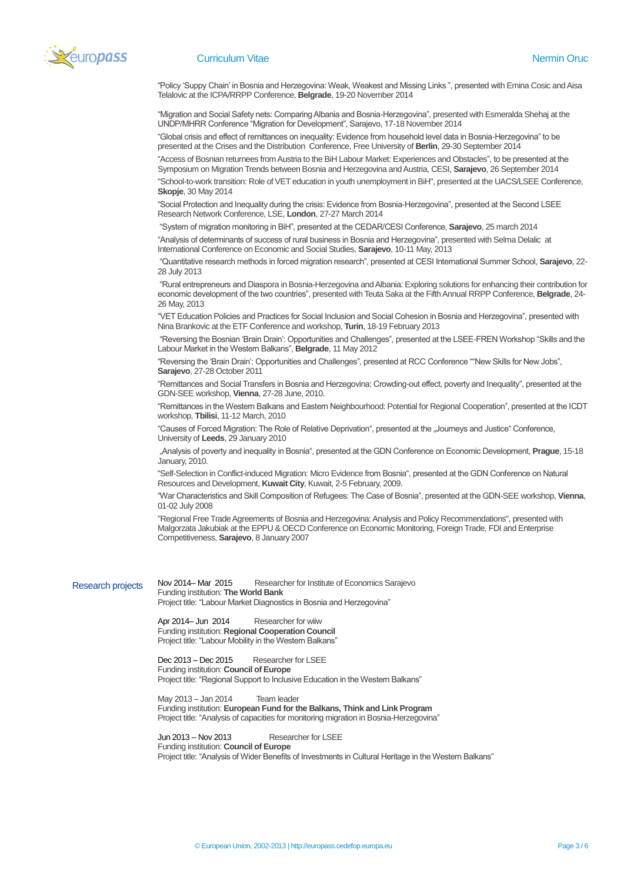"Policy 'Suppy Chain' in Bosnia and Herzegovina: Weak, Weakest and Missing Links ", presented with Emina Cosic and Aisa Telalovic at the ICPA/RRPP Conference, **Belgrade**, 19-20 November 2014

"Migration and Social Safety nets: Comparing Albania and Bosnia-Herzegovina", presented with Esmeralda Shehaj at the UNDP/MHRR Conference "Migration for Development", Sarajevo, 17-18 November 2014

"Global crisis and effect of remittances on inequality: Evidence from household level data in Bosnia-Herzegovina" to be presented at the Crises and the Distribution Conference, Free University of **Berlin**, 29-30 September 2014

"Access of Bosnian returnees from Austria to the BiH Labour Market: Experiences and Obstacles", to be presented at the Symposium on Migration Trends between Bosnia and Herzegovina and Austria, CESI, **Sarajevo**, 26 September 2014

"School-to-work transition: Role of VET education in youth unemployment in BiH", presented at the UACS/LSEE Conference, **Skopje**, 30 May 2014

"Social Protection and Inequality during the crisis: Evidence from Bosnia-Herzegovina", presented at the Second LSEE Research Network Conference, LSE, **London**, 27-27 March 2014

"System of migration monitoring in BiH", presented at the CEDAR/CESI Conference, **Sarajevo**, 25 march 2014

"Analysis of determinants of success of rural business in Bosnia and Herzegovina", presented with Selma Delalic at International Conference on Economic and Social Studies, **Sarajevo**, 10-11 May, 2013

"Quantitative research methods in forced migration research", presented at CESI International Summer School, **Sarajevo**, 22-28 July 2013

"Rural entrepreneurs and Diaspora in Bosnia-Herzegovina and Albania: Exploring solutions for enhancing their contribution for economic development of the two countries", presented with Teuta Saka at the Fifth Annual RRPP Conference, **Belgrade**, 24-26 May, 2013

"VET Education Policies and Practices for Social Inclusion and Social Cohesion in Bosnia and Herzegovina", presented with Nina Brankovic at the ETF Conference and workshop, **Turin**, 18-19 February 2013

"Reversing the Bosnian 'Brain Drain': Opportunities and Challenges", presented at the LSEE-FREN Workshop "Skills and the Labour Market in the Western Balkans", **Belgrade**, 11 May 2012

"Reversing the 'Brain Drain': Opportunities and Challenges", presented at RCC Conference ""New Skills for New Jobs", **Sarajevo**, 27-28 October 2011

"Remittances and Social Transfers in Bosnia and Herzegovina: Crowding-out effect, poverty and Inequality", presented at the GDN-SEE workshop, **Vienna**, 27-28 June, 2010.

"Remittances in the Western Balkans and Eastern Neighbourhood: Potential for Regional Cooperation", presented at the ICDT workshop, **Tbilisi**, 11-12 March, 2010

"Causes of Forced Migration: The Role of Relative Deprivation", presented at the „Journeys and Justice" Conference, University of **Leeds**, 29 January 2010

„Analysis of poverty and inequality in Bosnia", presented at the GDN Conference on Economic Development, **Prague**, 15-18 January, 2010.

"Self-Selection in Conflict-induced Migration: Micro Evidence from Bosnia", presented at the GDN Conference on Natural Resources and Development, **Kuwait City**, Kuwait, 2-5 February, 2009.

"War Characteristics and Skill Composition of Refugees: The Case of Bosnia", presented at the GDN-SEE workshop, **Vienna**, 01-02 July 2008

"Regional Free Trade Agreements of Bosnia and Herzegovina: Analysis and Policy Recommendations", presented with Malgorzata Jakubiak at the EPPU & OECD Conference on Economic Monitoring, Foreign Trade, FDI and Enterprise Competitiveness, **Sarajevo**, 8 January 2007

## Research projects

Nov 2014– Mar 2015 — Researcher for Institute of Economics Sarajevo
Funding institution: **The World Bank**
Project title: "Labour Market Diagnostics in Bosnia and Herzegovina"

Apr 2014– Jun 2014 — Researcher for wiiw
Funding institution: **Regional Cooperation Council**
Project title: "Labour Mobility in the Western Balkans"

Dec 2013 – Dec 2015 — Researcher for LSEE
Funding institution: **Council of Europe**
Project title: "Regional Support to Inclusive Education in the Western Balkans"

May 2013 – Jan 2014 — Team leader
Funding institution: **European Fund for the Balkans, Think and Link Program**
Project title: "Analysis of capacities for monitoring migration in Bosnia-Herzegovina"

Jun 2013 – Nov 2013 — Researcher for LSEE
Funding institution: **Council of Europe**
Project title: "Analysis of Wider Benefits of Investments in Cultural Heritage in the Western Balkans"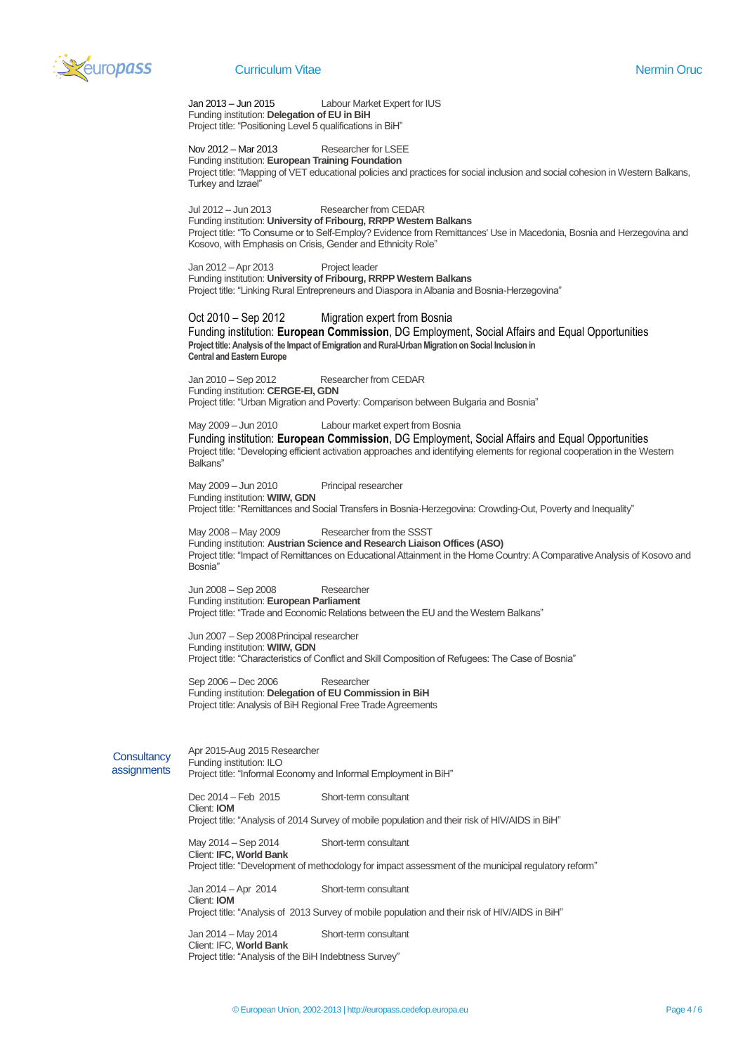Jan 2013 – Jun 2015 Labour Market Expert for IUS
Funding institution: **Delegation of EU in BiH**
Project title: "Positioning Level 5 qualifications in BiH"

Nov 2012 – Mar 2013 Researcher for LSEE
Funding institution: **European Training Foundation**
Project title: "Mapping of VET educational policies and practices for social inclusion and social cohesion in Western Balkans, Turkey and Izrael"

Jul 2012 – Jun 2013 Researcher from CEDAR
Funding institution: **University of Fribourg, RRPP Western Balkans**
Project title: "To Consume or to Self-Employ? Evidence from Remittances' Use in Macedonia, Bosnia and Herzegovina and Kosovo, with Emphasis on Crisis, Gender and Ethnicity Role"

Jan 2012 – Apr 2013 Project leader
Funding institution: **University of Fribourg, RRPP Western Balkans**
Project title: "Linking Rural Entrepreneurs and Diaspora in Albania and Bosnia-Herzegovina"

Oct 2010 – Sep 2012 Migration expert from Bosnia
Funding institution: **European Commission**, DG Employment, Social Affairs and Equal Opportunities
**Project title: Analysis of the Impact of Emigration and Rural-Urban Migration on Social Inclusion in Central and Eastern Europe**

Jan 2010 – Sep 2012 Researcher from CEDAR
Funding institution: **CERGE-EI, GDN**
Project title: "Urban Migration and Poverty: Comparison between Bulgaria and Bosnia"

May 2009 – Jun 2010 Labour market expert from Bosnia
Funding institution: **European Commission**, DG Employment, Social Affairs and Equal Opportunities
Project title: "Developing efficient activation approaches and identifying elements for regional cooperation in the Western Balkans"

May 2009 – Jun 2010 Principal researcher
Funding institution: **WIIW, GDN**
Project title: "Remittances and Social Transfers in Bosnia-Herzegovina: Crowding-Out, Poverty and Inequality"

May 2008 – May 2009 Researcher from the SSST
Funding institution: **Austrian Science and Research Liaison Offices (ASO)**
Project title: "Impact of Remittances on Educational Attainment in the Home Country: A Comparative Analysis of Kosovo and Bosnia"

Jun 2008 – Sep 2008 Researcher
Funding institution: **European Parliament**
Project title: "Trade and Economic Relations between the EU and the Western Balkans"

Jun 2007 – Sep 2008 Principal researcher
Funding institution: **WIIW, GDN**
Project title: "Characteristics of Conflict and Skill Composition of Refugees: The Case of Bosnia"

Sep 2006 – Dec 2006 Researcher
Funding institution: **Delegation of EU Commission in BiH**
Project title: Analysis of BiH Regional Free Trade Agreements

## Consultancy assignments

Apr 2015-Aug 2015 Researcher
Funding institution: ILO
Project title: "Informal Economy and Informal Employment in BiH"

Dec 2014 – Feb 2015 Short-term consultant
Client: **IOM**
Project title: "Analysis of 2014 Survey of mobile population and their risk of HIV/AIDS in BiH"

May 2014 – Sep 2014 Short-term consultant
Client: **IFC, World Bank**
Project title: "Development of methodology for impact assessment of the municipal regulatory reform"

Jan 2014 – Apr 2014 Short-term consultant
Client: **IOM**
Project title: "Analysis of 2013 Survey of mobile population and their risk of HIV/AIDS in BiH"

Jan 2014 – May 2014 Short-term consultant
Client: IFC, **World Bank**
Project title: "Analysis of the BiH Indebtness Survey"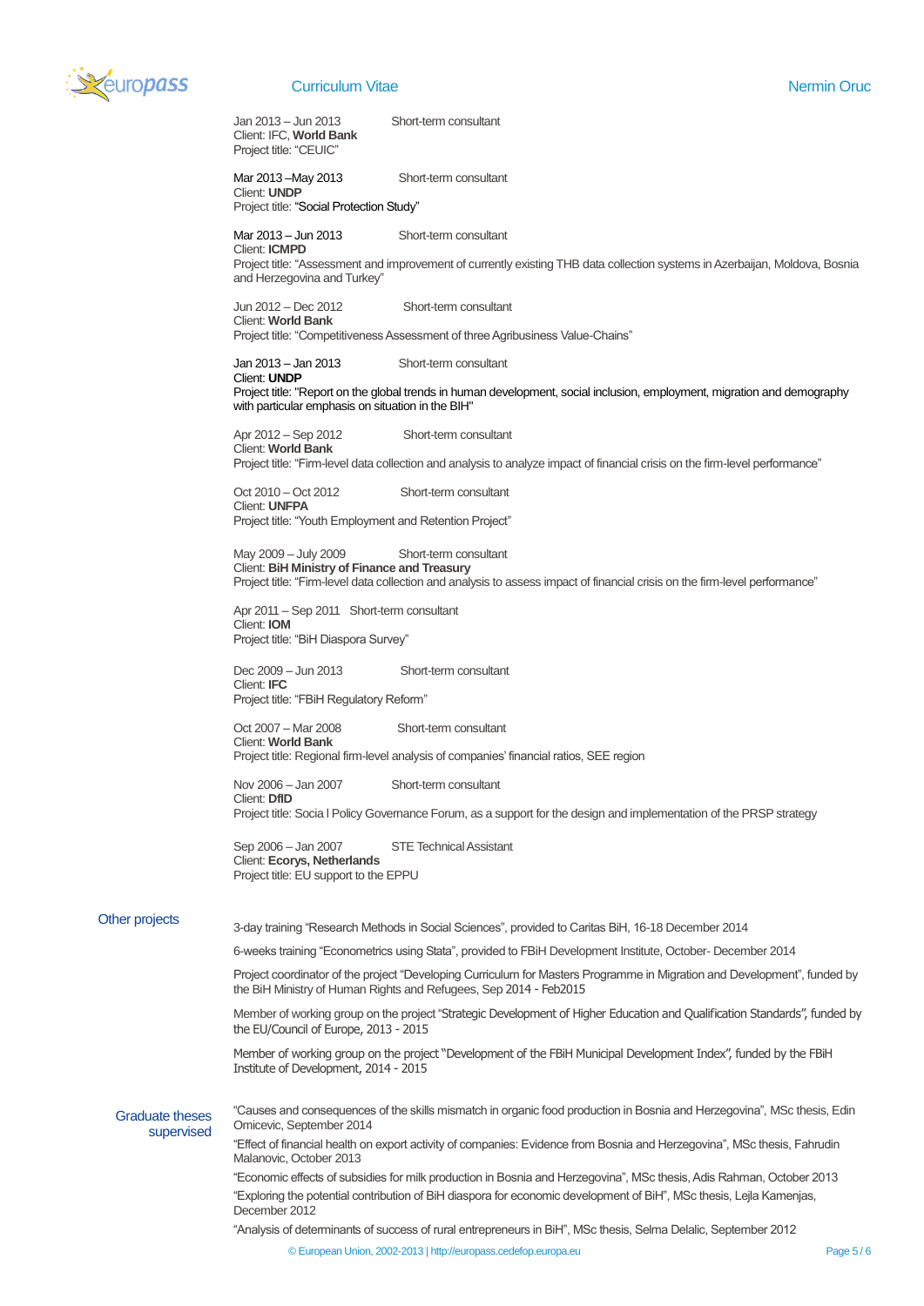Jan 2013 – Jun 2013 Short-term consultant
Client: IFC, **World Bank**
Project title: "CEUIC"

Mar 2013 –May 2013 Short-term consultant
Client: **UNDP**
Project title: "Social Protection Study"

Mar 2013 – Jun 2013 Short-term consultant
Client: **ICMPD**
Project title: "Assessment and improvement of currently existing THB data collection systems in Azerbaijan, Moldova, Bosnia and Herzegovina and Turkey"

Jun 2012 – Dec 2012 Short-term consultant
Client: **World Bank**
Project title: "Competitiveness Assessment of three Agribusiness Value-Chains"

Jan 2013 – Jan 2013 Short-term consultant
Client: **UNDP**
Project title: "Report on the global trends in human development, social inclusion, employment, migration and demography with particular emphasis on situation in the BIH"

Apr 2012 – Sep 2012 Short-term consultant
Client: **World Bank**
Project title: "Firm-level data collection and analysis to analyze impact of financial crisis on the firm-level performance"

Oct 2010 – Oct 2012 Short-term consultant
Client: **UNFPA**
Project title: "Youth Employment and Retention Project"

May 2009 – July 2009 Short-term consultant
Client: **BiH Ministry of Finance and Treasury**
Project title: "Firm-level data collection and analysis to assess impact of financial crisis on the firm-level performance"

Apr 2011 – Sep 2011 Short-term consultant
Client: **IOM**
Project title: "BiH Diaspora Survey"

Dec 2009 – Jun 2013 Short-term consultant
Client: **IFC**
Project title: "FBiH Regulatory Reform"

Oct 2007 – Mar 2008 Short-term consultant
Client: **World Bank**
Project title: Regional firm-level analysis of companies' financial ratios, SEE region

Nov 2006 – Jan 2007 Short-term consultant
Client: **DfID**
Project title: Socia l Policy Governance Forum, as a support for the design and implementation of the PRSP strategy

Sep 2006 – Jan 2007 STE Technical Assistant
Client: **Ecorys, Netherlands**
Project title: EU support to the EPPU

## Other projects

3-day training "Research Methods in Social Sciences", provided to Caritas BiH, 16-18 December 2014

6-weeks training "Econometrics using Stata", provided to FBiH Development Institute, October- December 2014

Project coordinator of the project "Developing Curriculum for Masters Programme in Migration and Development", funded by the BiH Ministry of Human Rights and Refugees, Sep 2014 - Feb2015

Member of working group on the project "Strategic Development of Higher Education and Qualification Standards", funded by the EU/Council of Europe, 2013 - 2015

Member of working group on the project "Development of the FBiH Municipal Development Index", funded by the FBiH Institute of Development, 2014 - 2015

## Graduate theses supervised

"Causes and consequences of the skills mismatch in organic food production in Bosnia and Herzegovina", MSc thesis, Edin Omicevic, September 2014

"Effect of financial health on export activity of companies: Evidence from Bosnia and Herzegovina", MSc thesis, Fahrudin Malanovic, October 2013

"Economic effects of subsidies for milk production in Bosnia and Herzegovina", MSc thesis, Adis Rahman, October 2013

"Exploring the potential contribution of BiH diaspora for economic development of BiH", MSc thesis, Lejla Kamenjas, December 2012

"Analysis of determinants of success of rural entrepreneurs in BiH", MSc thesis, Selma Delalic, September 2012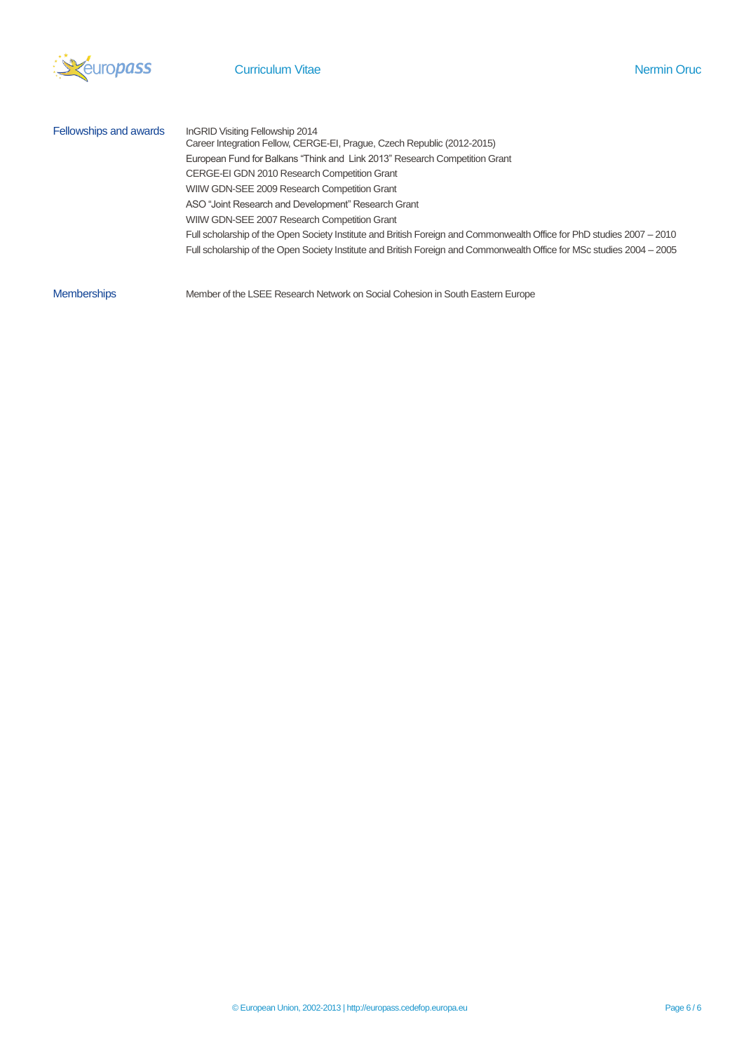## Fellowships and awards

InGRID Visiting Fellowship 2014
Career Integration Fellow, CERGE-EI, Prague, Czech Republic (2012-2015)
European Fund for Balkans “Think and Link 2013” Research Competition Grant
CERGE-EI GDN 2010 Research Competition Grant
WIIW GDN-SEE 2009 Research Competition Grant
ASO “Joint Research and Development” Research Grant
WIIW GDN-SEE 2007 Research Competition Grant
Full scholarship of the Open Society Institute and British Foreign and Commonwealth Office for PhD studies 2007 – 2010
Full scholarship of the Open Society Institute and British Foreign and Commonwealth Office for MSc studies 2004 – 2005

## Memberships

Member of the LSEE Research Network on Social Cohesion in South Eastern Europe